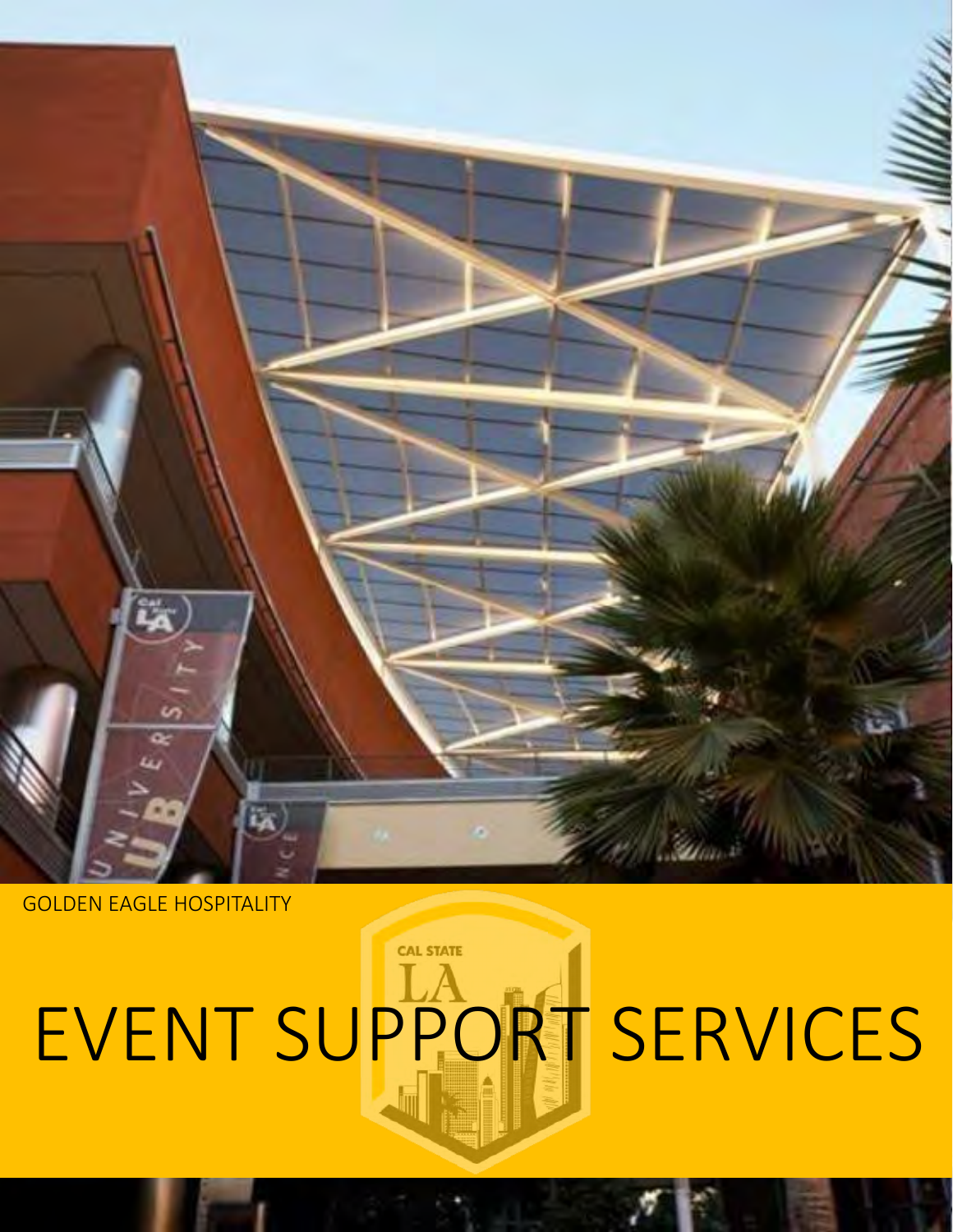GOLDEN EAGLE HOSPITALITY

# EVENT SUPPORT SERVICES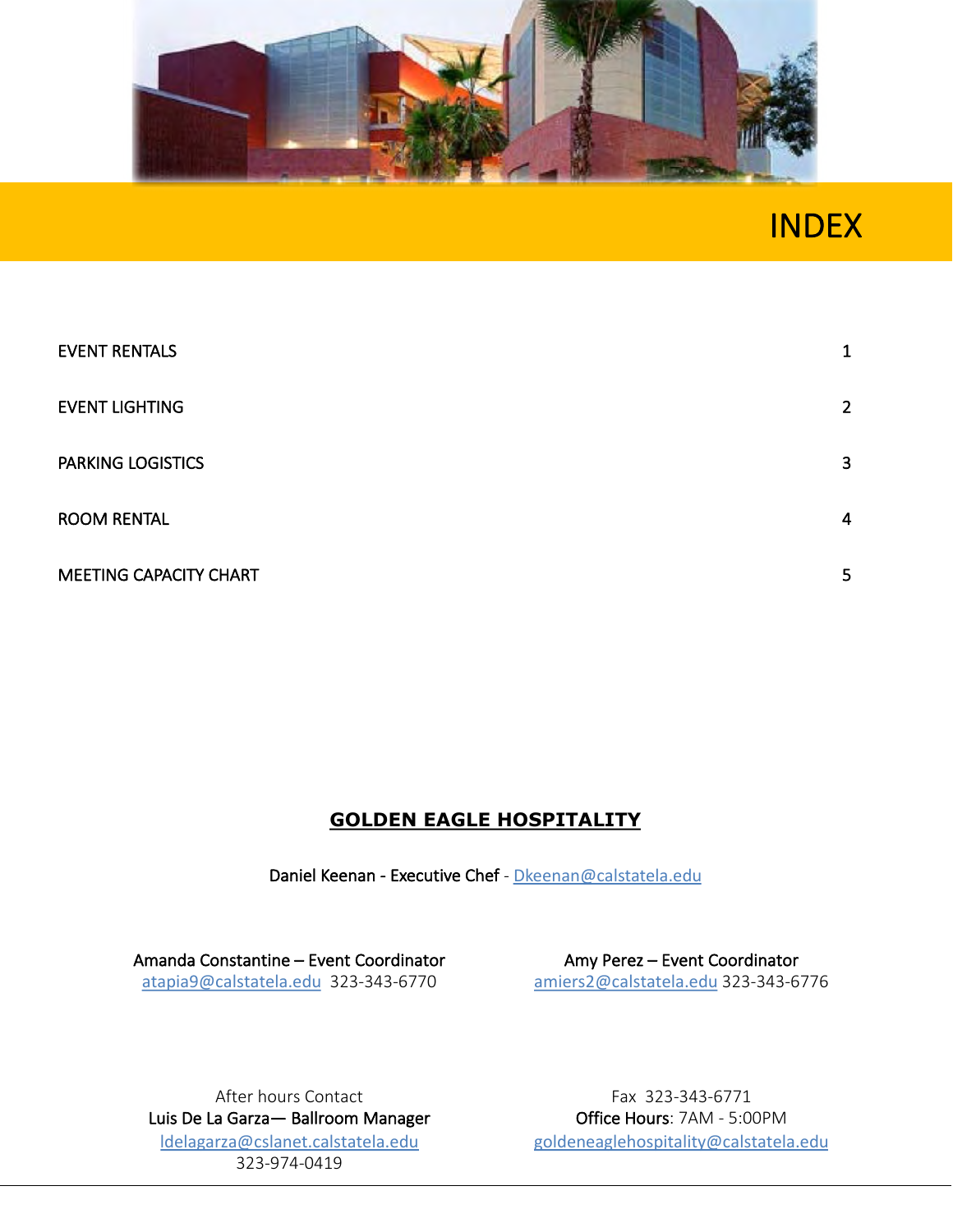# INDEX

| | |
|---|---|
| EVENT RENTALS | 1 |
| EVENT LIGHTING | 2 |
| PARKING LOGISTICS | 3 |
| ROOM RENTAL | 4 |
| MEETING CAPACITY CHART | 5 |

## GOLDEN EAGLE HOSPITALITY

Daniel Keenan - Executive Chef - Dkeenan@calstatela.edu

Amanda Constantine – Event Coordinator
atapia9@calstatela.edu 323-343-6770

Amy Perez – Event Coordinator
amiers2@calstatela.edu 323-343-6776

After hours Contact
Luis De La Garza— Ballroom Manager
ldelagarza@cslanet.calstatela.edu
323-974-0419

Fax 323-343-6771
**Office Hours**: 7AM - 5:00PM
goldeneaglehospitality@calstatela.edu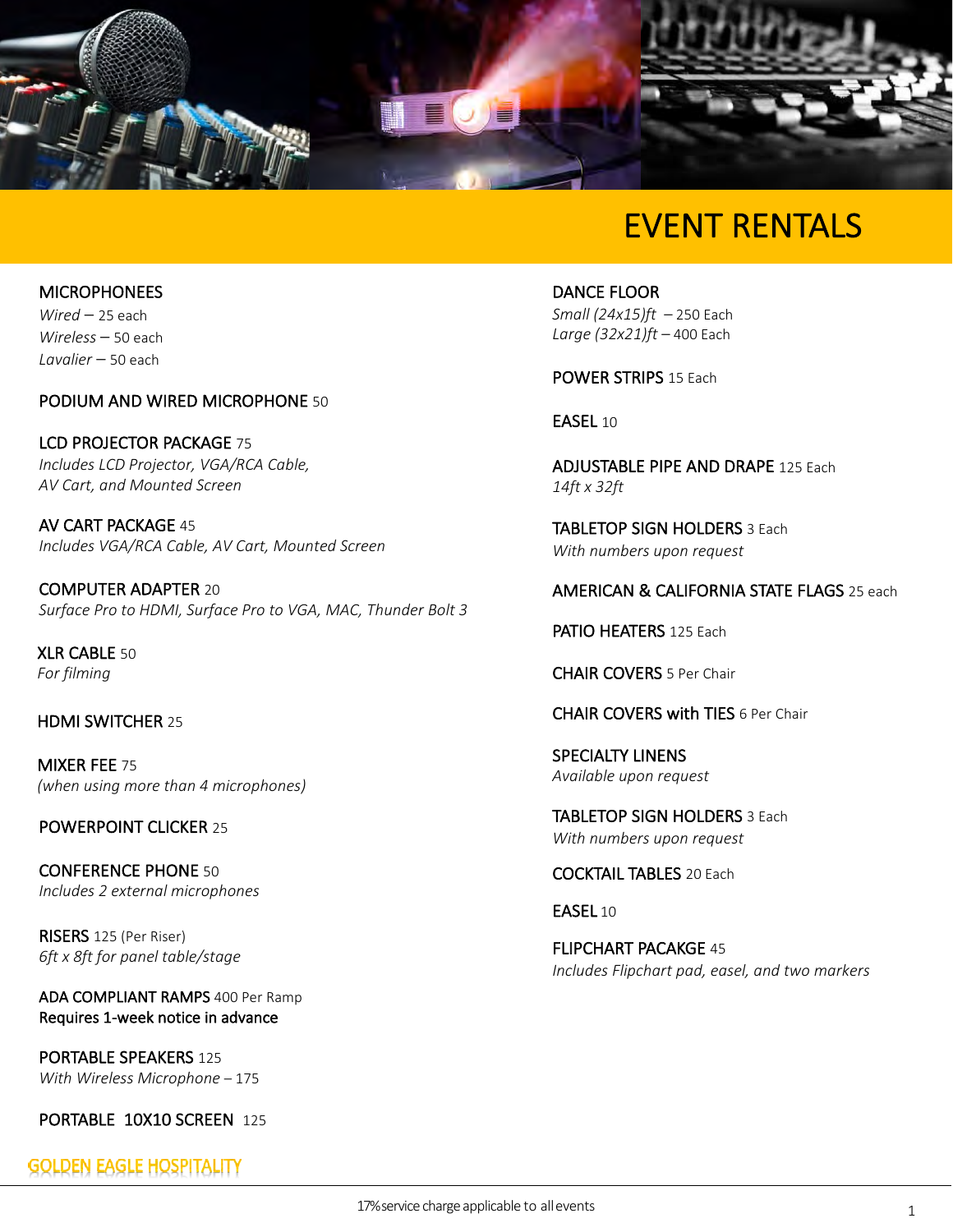# EVENT RENTALS

**MICROPHONEES**
*Wired* – 25 each
*Wireless* – 50 each
*Lavalier* – 50 each

**PODIUM AND WIRED MICROPHONE** 50

**LCD PROJECTOR PACKAGE** 75
*Includes LCD Projector, VGA/RCA Cable, AV Cart, and Mounted Screen*

**AV CART PACKAGE** 45
*Includes VGA/RCA Cable, AV Cart, Mounted Screen*

**COMPUTER ADAPTER** 20
*Surface Pro to HDMI, Surface Pro to VGA, MAC, Thunder Bolt 3*

**XLR CABLE** 50
*For filming*

**HDMI SWITCHER** 25

**MIXER FEE** 75
*(when using more than 4 microphones)*

**POWERPOINT CLICKER** 25

**CONFERENCE PHONE** 50
*Includes 2 external microphones*

**RISERS** 125 (Per Riser)
*6ft x 8ft for panel table/stage*

**ADA COMPLIANT RAMPS** 400 Per Ramp
Requires 1-week notice in advance

**PORTABLE SPEAKERS** 125
*With Wireless Microphone* – 175

**PORTABLE 10X10 SCREEN** 125

**DANCE FLOOR**
*Small (24x15)ft* – 250 Each
*Large (32x21)ft* – 400 Each

**POWER STRIPS** 15 Each

**EASEL** 10

**ADJUSTABLE PIPE AND DRAPE** 125 Each
*14ft x 32ft*

**TABLETOP SIGN HOLDERS** 3 Each
*With numbers upon request*

**AMERICAN & CALIFORNIA STATE FLAGS** 25 each

**PATIO HEATERS** 125 Each

**CHAIR COVERS** 5 Per Chair

**CHAIR COVERS with TIES** 6 Per Chair

**SPECIALTY LINENS**
*Available upon request*

**TABLETOP SIGN HOLDERS** 3 Each
*With numbers upon request*

**COCKTAIL TABLES** 20 Each

**EASEL** 10

**FLIPCHART PACAKGE** 45
*Includes Flipchart pad, easel, and two markers*

GOLDEN EAGLE HOSPITALITY

17% service charge applicable to all events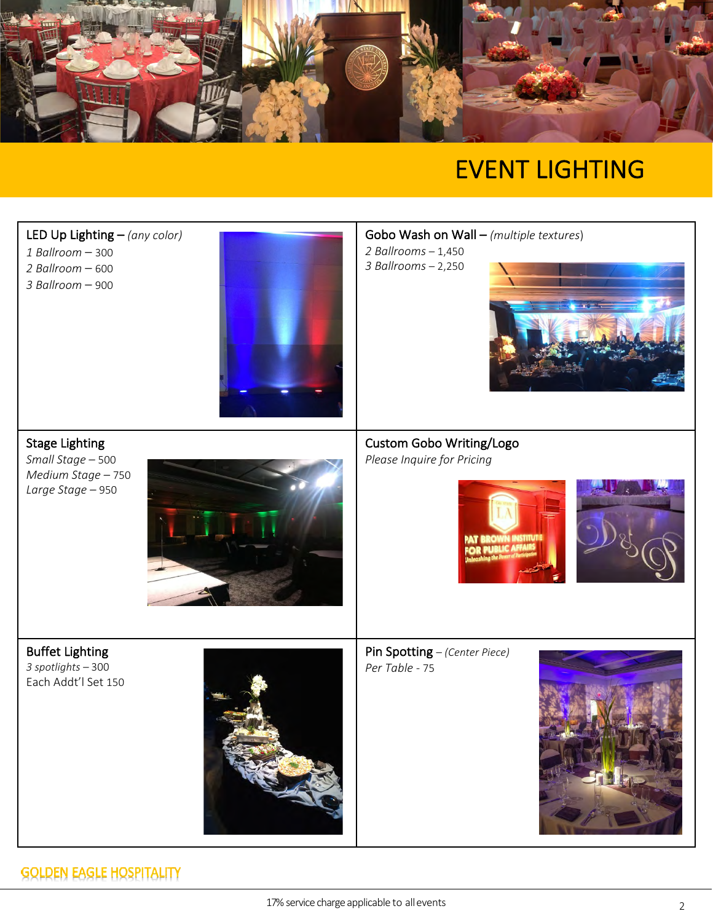# EVENT LIGHTING

**LED Up Lighting** – *(any color)*
*1 Ballroom* – 300
*2 Ballroom* – 600
*3 Ballroom* – 900

**Gobo Wash on Wall** – *(multiple textures)*
*2 Ballrooms* – 1,450
*3 Ballrooms* – 2,250

**Stage Lighting**
*Small Stage* – 500
*Medium Stage* – 750
*Large Stage* – 950

**Custom Gobo Writing/Logo**
*Please Inquire for Pricing*

**Buffet Lighting**
*3 spotlights* – 300
Each Addt'l Set 150

**Pin Spotting** – *(Center Piece)*
*Per Table* - 75

GOLDEN EAGLE HOSPITALITY

17% service charge applicable to all events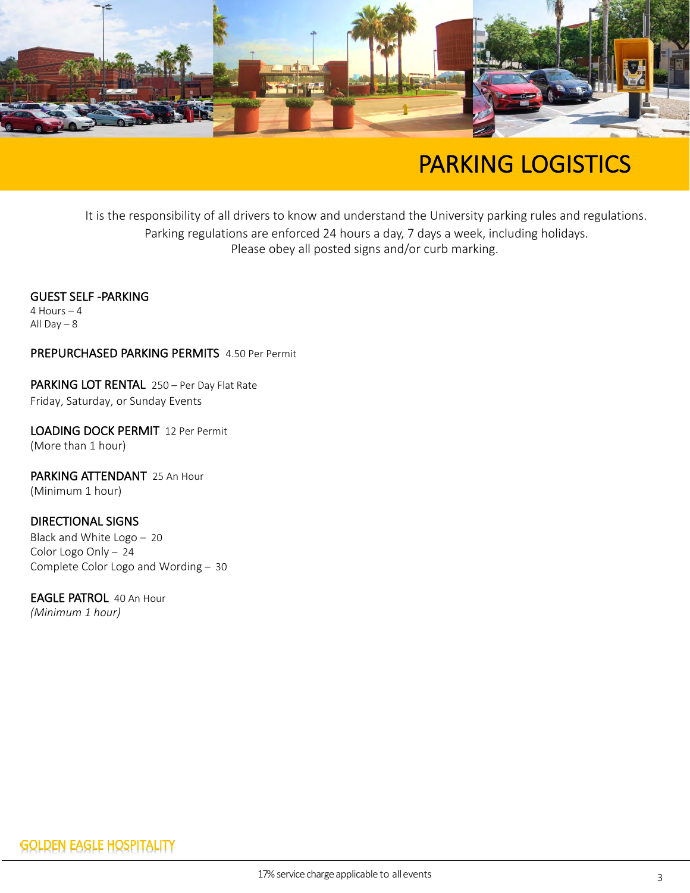# PARKING LOGISTICS

It is the responsibility of all drivers to know and understand the University parking rules and regulations.
Parking regulations are enforced 24 hours a day, 7 days a week, including holidays.
Please obey all posted signs and/or curb marking.

**GUEST SELF -PARKING**
4 Hours – 4
All Day – 8

**PREPURCHASED PARKING PERMITS** 4.50 Per Permit

**PARKING LOT RENTAL** 250 – Per Day Flat Rate
Friday, Saturday, or Sunday Events

**LOADING DOCK PERMIT** 12 Per Permit
(More than 1 hour)

**PARKING ATTENDANT** 25 An Hour
(Minimum 1 hour)

**DIRECTIONAL SIGNS**
Black and White Logo – 20
Color Logo Only – 24
Complete Color Logo and Wording – 30

**EAGLE PATROL** 40 An Hour
*(Minimum 1 hour)*

17% service charge applicable to all events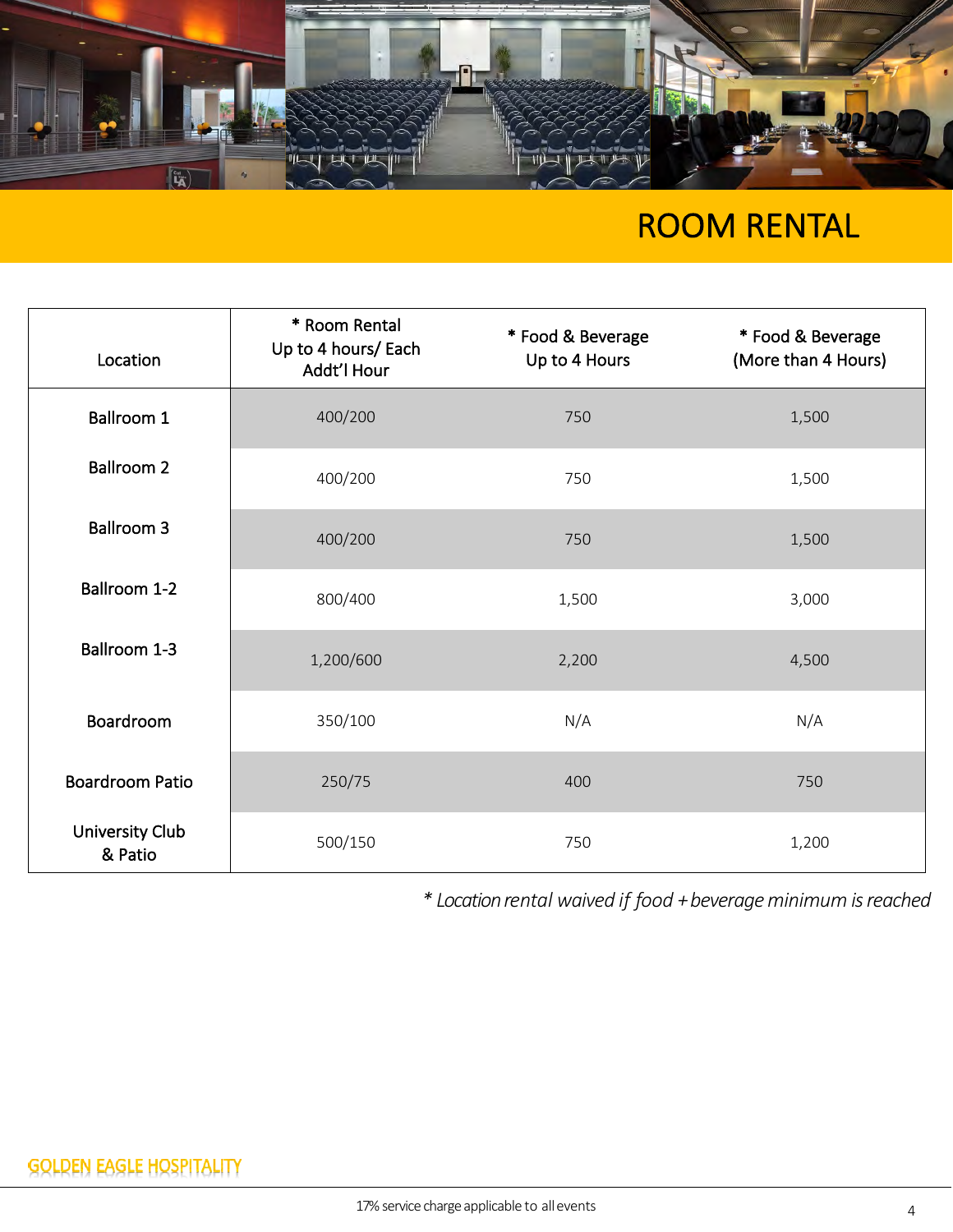# ROOM RENTAL

| Location | * Room Rental Up to 4 hours/ Each Addt'l Hour | * Food & Beverage Up to 4 Hours | * Food & Beverage (More than 4 Hours) |
|---|---|---|---|
| Ballroom 1 | 400/200 | 750 | 1,500 |
| Ballroom 2 | 400/200 | 750 | 1,500 |
| Ballroom 3 | 400/200 | 750 | 1,500 |
| Ballroom 1-2 | 800/400 | 1,500 | 3,000 |
| Ballroom 1-3 | 1,200/600 | 2,200 | 4,500 |
| Boardroom | 350/100 | N/A | N/A |
| Boardroom Patio | 250/75 | 400 | 750 |
| University Club & Patio | 500/150 | 750 | 1,200 |

*\* Location rental waived if food + beverage minimum is reached*

GOLDEN EAGLE HOSPITALITY

17% service charge applicable to all events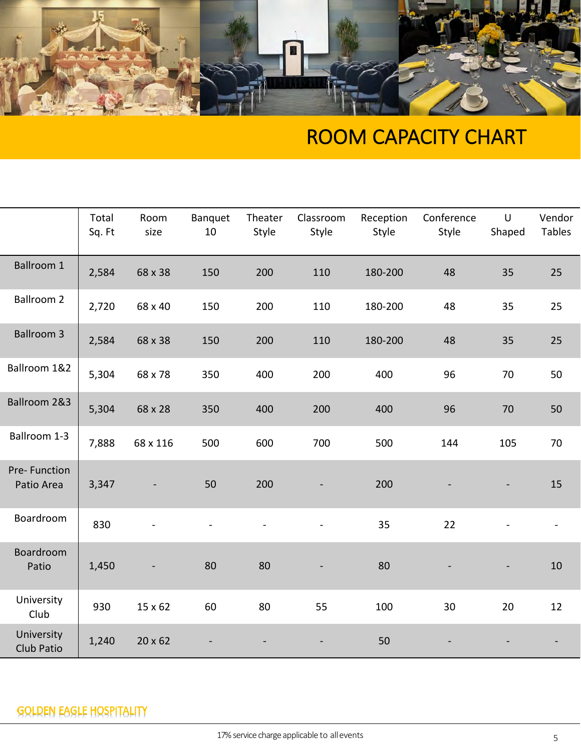# ROOM CAPACITY CHART

| | Total Sq. Ft | Room size | Banquet 10 | Theater Style | Classroom Style | Reception Style | Conference Style | U Shaped | Vendor Tables |
|---|---|---|---|---|---|---|---|---|---|
| Ballroom 1 | 2,584 | 68 x 38 | 150 | 200 | 110 | 180-200 | 48 | 35 | 25 |
| Ballroom 2 | 2,720 | 68 x 40 | 150 | 200 | 110 | 180-200 | 48 | 35 | 25 |
| Ballroom 3 | 2,584 | 68 x 38 | 150 | 200 | 110 | 180-200 | 48 | 35 | 25 |
| Ballroom 1&2 | 5,304 | 68 x 78 | 350 | 400 | 200 | 400 | 96 | 70 | 50 |
| Ballroom 2&3 | 5,304 | 68 x 28 | 350 | 400 | 200 | 400 | 96 | 70 | 50 |
| Ballroom 1-3 | 7,888 | 68 x 116 | 500 | 600 | 700 | 500 | 144 | 105 | 70 |
| Pre- Function Patio Area | 3,347 | - | 50 | 200 | - | 200 | - | - | 15 |
| Boardroom | 830 | - | - | - | - | 35 | 22 | - | - |
| Boardroom Patio | 1,450 | - | 80 | 80 | - | 80 | - | - | 10 |
| University Club | 930 | 15 x 62 | 60 | 80 | 55 | 100 | 30 | 20 | 12 |
| University Club Patio | 1,240 | 20 x 62 | - | - | - | 50 | - | - | - |

GOLDEN EAGLE HOSPITALITY

17% service charge applicable to all events